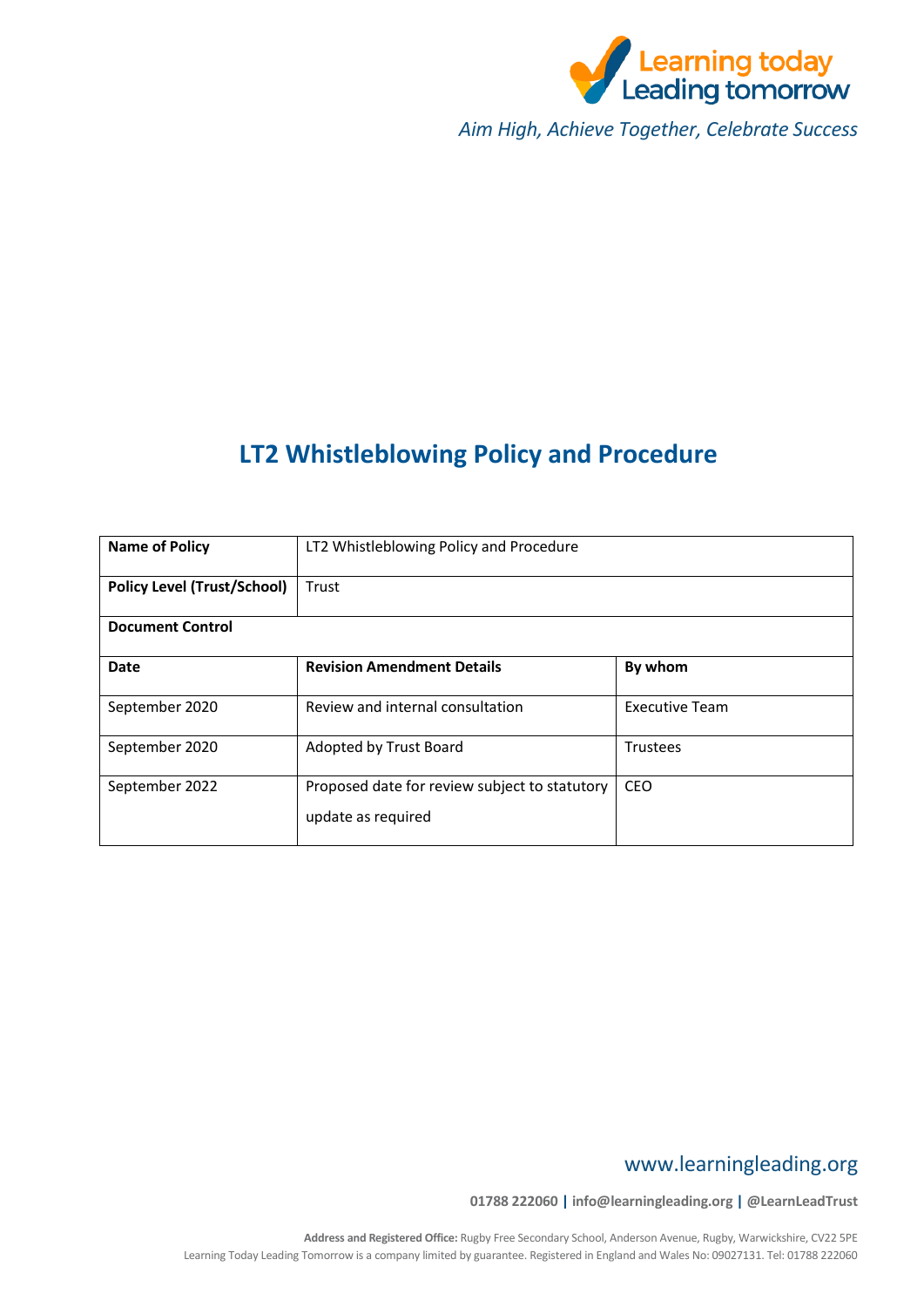Learning today
Leading tomorrow

*Aim High, Achieve Together, Celebrate Success*

# LT2 Whistleblowing Policy and Procedure

| **Name of Policy** | LT2 Whistleblowing Policy and Procedure | |
|---|---|---|
| **Policy Level (Trust/School)** | Trust | |
| **Document Control** | | |
| **Date** | **Revision Amendment Details** | **By whom** |
| September 2020 | Review and internal consultation | Executive Team |
| September 2020 | Adopted by Trust Board | Trustees |
| September 2022 | Proposed date for review subject to statutory update as required | CEO |

www.learningleading.org

**01788 222060 | info@learningleading.org | @LearnLeadTrust**

**Address and Registered Office:** Rugby Free Secondary School, Anderson Avenue, Rugby, Warwickshire, CV22 5PE
Learning Today Leading Tomorrow is a company limited by guarantee. Registered in England and Wales No: 09027131. Tel: 01788 222060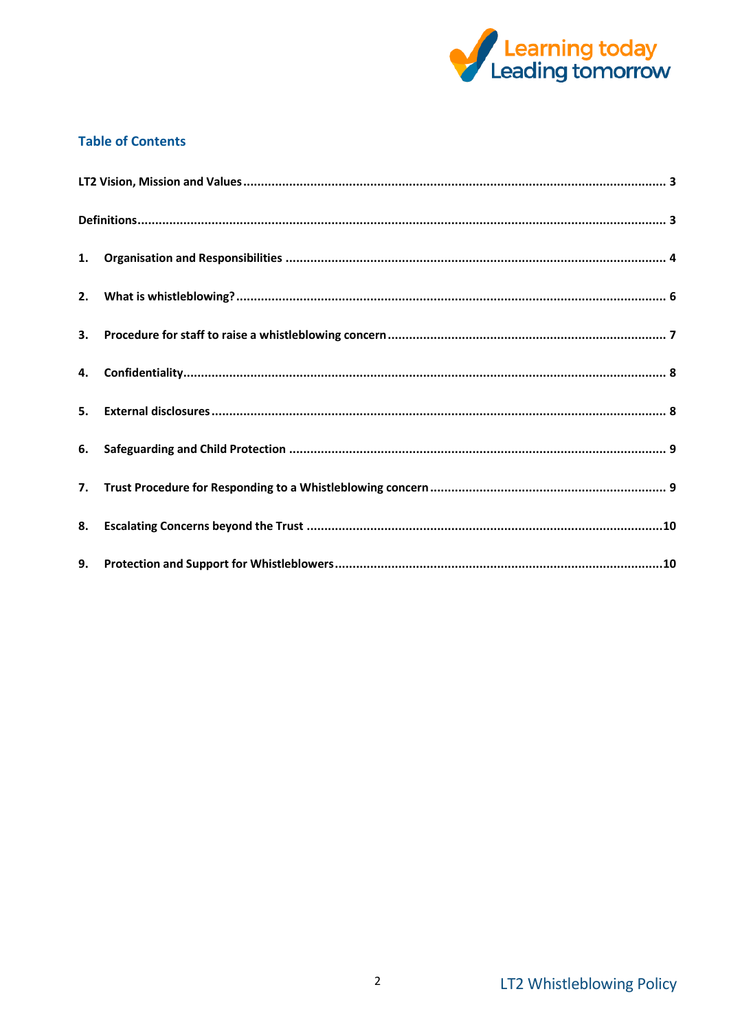## Table of Contents

**LT2 Vision, Mission and Values** ........................................ 3

**Definitions** ........................................ 3

1. **Organisation and Responsibilities** ........................................ 4
2. **What is whistleblowing?** ........................................ 6
3. **Procedure for staff to raise a whistleblowing concern** ........................................ 7
4. **Confidentiality** ........................................ 8
5. **External disclosures** ........................................ 8
6. **Safeguarding and Child Protection** ........................................ 9
7. **Trust Procedure for Responding to a Whistleblowing concern** ........................................ 9
8. **Escalating Concerns beyond the Trust** ........................................ 10
9. **Protection and Support for Whistleblowers** ........................................ 10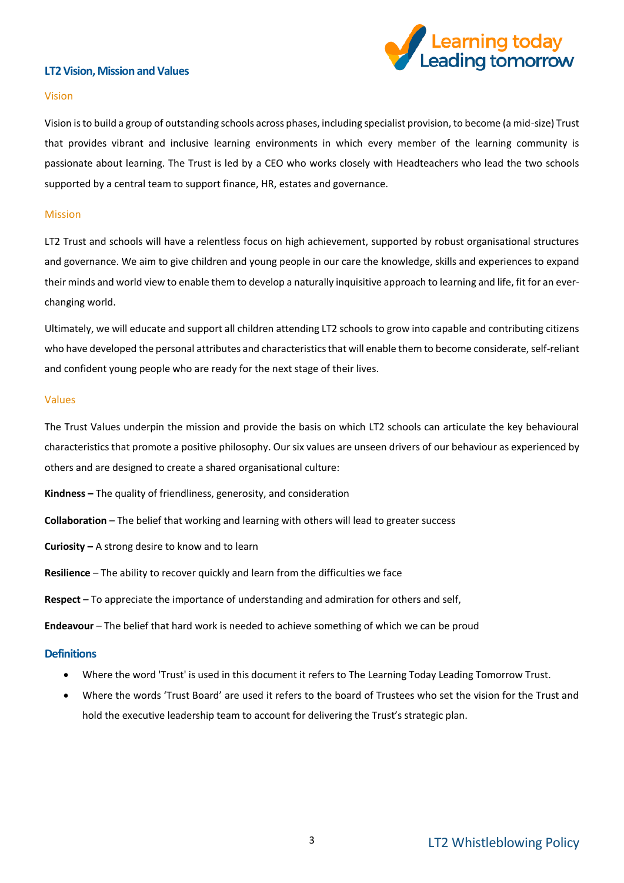## LT2 Vision, Mission and Values

### Vision

Vision is to build a group of outstanding schools across phases, including specialist provision, to become (a mid-size) Trust that provides vibrant and inclusive learning environments in which every member of the learning community is passionate about learning. The Trust is led by a CEO who works closely with Headteachers who lead the two schools supported by a central team to support finance, HR, estates and governance.

### Mission

LT2 Trust and schools will have a relentless focus on high achievement, supported by robust organisational structures and governance. We aim to give children and young people in our care the knowledge, skills and experiences to expand their minds and world view to enable them to develop a naturally inquisitive approach to learning and life, fit for an ever-changing world.

Ultimately, we will educate and support all children attending LT2 schools to grow into capable and contributing citizens who have developed the personal attributes and characteristics that will enable them to become considerate, self-reliant and confident young people who are ready for the next stage of their lives.

### Values

The Trust Values underpin the mission and provide the basis on which LT2 schools can articulate the key behavioural characteristics that promote a positive philosophy. Our six values are unseen drivers of our behaviour as experienced by others and are designed to create a shared organisational culture:

**Kindness –** The quality of friendliness, generosity, and consideration

**Collaboration** – The belief that working and learning with others will lead to greater success

**Curiosity –** A strong desire to know and to learn

**Resilience** – The ability to recover quickly and learn from the difficulties we face

**Respect** – To appreciate the importance of understanding and admiration for others and self,

**Endeavour** – The belief that hard work is needed to achieve something of which we can be proud

## Definitions

- Where the word 'Trust' is used in this document it refers to The Learning Today Leading Tomorrow Trust.
- Where the words 'Trust Board' are used it refers to the board of Trustees who set the vision for the Trust and hold the executive leadership team to account for delivering the Trust's strategic plan.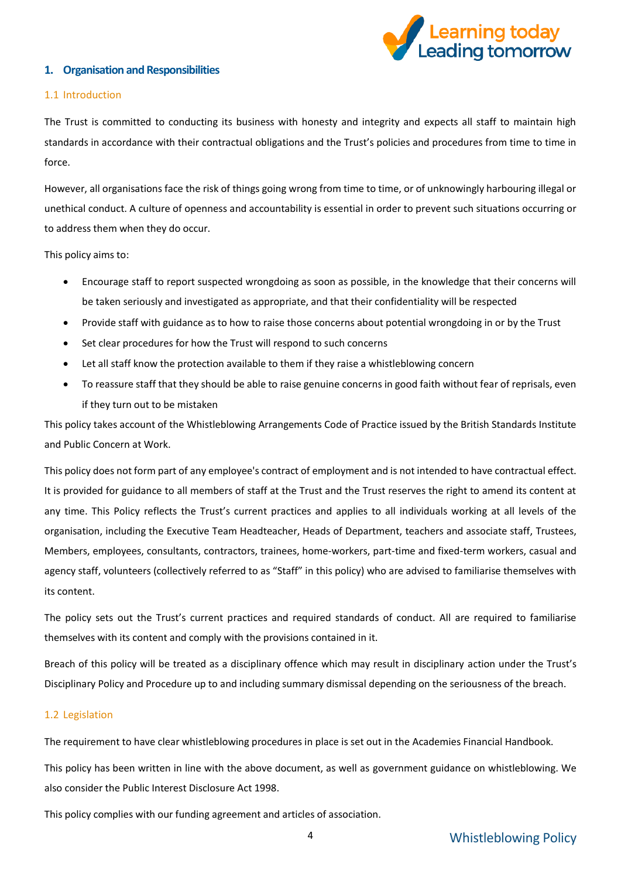## 1. Organisation and Responsibilities

### 1.1 Introduction

The Trust is committed to conducting its business with honesty and integrity and expects all staff to maintain high standards in accordance with their contractual obligations and the Trust's policies and procedures from time to time in force.

However, all organisations face the risk of things going wrong from time to time, or of unknowingly harbouring illegal or unethical conduct. A culture of openness and accountability is essential in order to prevent such situations occurring or to address them when they do occur.

This policy aims to:

- Encourage staff to report suspected wrongdoing as soon as possible, in the knowledge that their concerns will be taken seriously and investigated as appropriate, and that their confidentiality will be respected
- Provide staff with guidance as to how to raise those concerns about potential wrongdoing in or by the Trust
- Set clear procedures for how the Trust will respond to such concerns
- Let all staff know the protection available to them if they raise a whistleblowing concern
- To reassure staff that they should be able to raise genuine concerns in good faith without fear of reprisals, even if they turn out to be mistaken

This policy takes account of the Whistleblowing Arrangements Code of Practice issued by the British Standards Institute and Public Concern at Work.

This policy does not form part of any employee's contract of employment and is not intended to have contractual effect. It is provided for guidance to all members of staff at the Trust and the Trust reserves the right to amend its content at any time. This Policy reflects the Trust's current practices and applies to all individuals working at all levels of the organisation, including the Executive Team Headteacher, Heads of Department, teachers and associate staff, Trustees, Members, employees, consultants, contractors, trainees, home-workers, part-time and fixed-term workers, casual and agency staff, volunteers (collectively referred to as "Staff" in this policy) who are advised to familiarise themselves with its content.

The policy sets out the Trust's current practices and required standards of conduct. All are required to familiarise themselves with its content and comply with the provisions contained in it.

Breach of this policy will be treated as a disciplinary offence which may result in disciplinary action under the Trust's Disciplinary Policy and Procedure up to and including summary dismissal depending on the seriousness of the breach.

### 1.2 Legislation

The requirement to have clear whistleblowing procedures in place is set out in the Academies Financial Handbook.

This policy has been written in line with the above document, as well as government guidance on whistleblowing. We also consider the Public Interest Disclosure Act 1998.

This policy complies with our funding agreement and articles of association.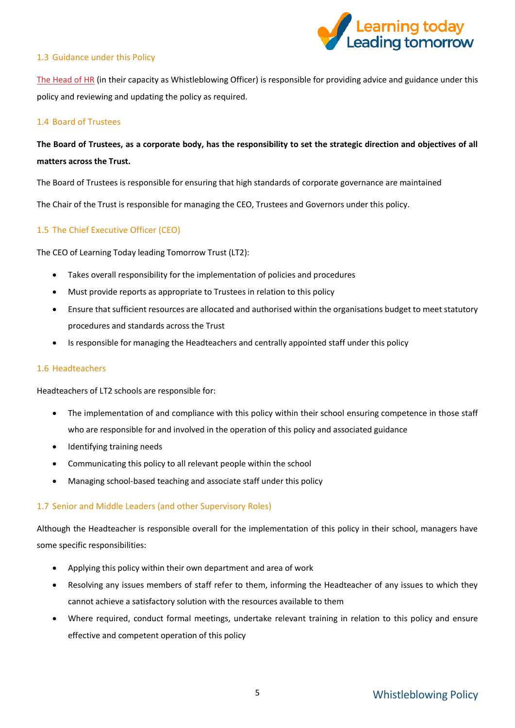### 1.3 Guidance under this Policy

The Head of HR (in their capacity as Whistleblowing Officer) is responsible for providing advice and guidance under this policy and reviewing and updating the policy as required.

### 1.4 Board of Trustees

**The Board of Trustees, as a corporate body, has the responsibility to set the strategic direction and objectives of all matters across the Trust.**

The Board of Trustees is responsible for ensuring that high standards of corporate governance are maintained

The Chair of the Trust is responsible for managing the CEO, Trustees and Governors under this policy.

### 1.5 The Chief Executive Officer (CEO)

The CEO of Learning Today leading Tomorrow Trust (LT2):

- Takes overall responsibility for the implementation of policies and procedures
- Must provide reports as appropriate to Trustees in relation to this policy
- Ensure that sufficient resources are allocated and authorised within the organisations budget to meet statutory procedures and standards across the Trust
- Is responsible for managing the Headteachers and centrally appointed staff under this policy

### 1.6 Headteachers

Headteachers of LT2 schools are responsible for:

- The implementation of and compliance with this policy within their school ensuring competence in those staff who are responsible for and involved in the operation of this policy and associated guidance
- Identifying training needs
- Communicating this policy to all relevant people within the school
- Managing school-based teaching and associate staff under this policy

### 1.7 Senior and Middle Leaders (and other Supervisory Roles)

Although the Headteacher is responsible overall for the implementation of this policy in their school, managers have some specific responsibilities:

- Applying this policy within their own department and area of work
- Resolving any issues members of staff refer to them, informing the Headteacher of any issues to which they cannot achieve a satisfactory solution with the resources available to them
- Where required, conduct formal meetings, undertake relevant training in relation to this policy and ensure effective and competent operation of this policy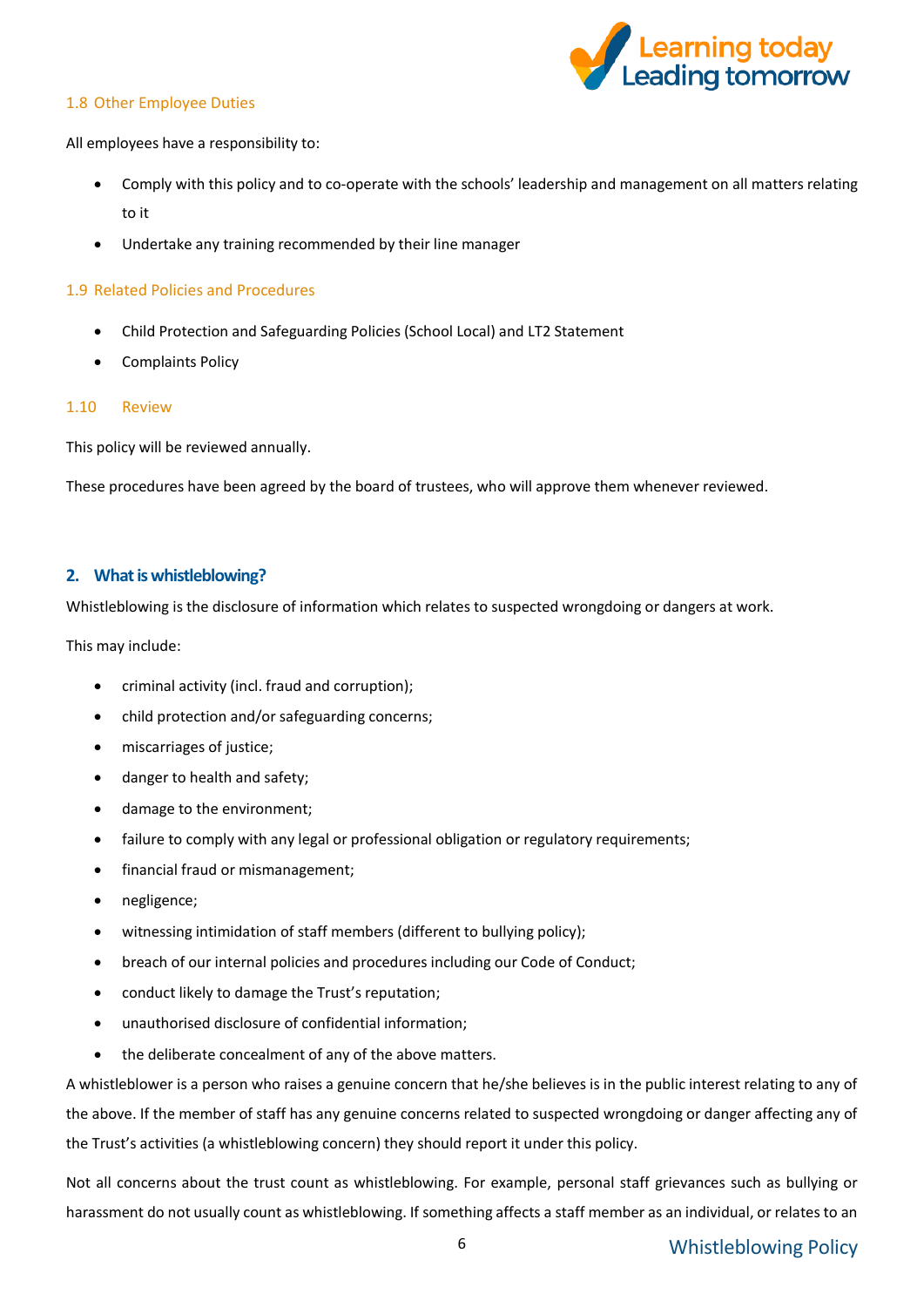### 1.8 Other Employee Duties

All employees have a responsibility to:

- Comply with this policy and to co-operate with the schools' leadership and management on all matters relating to it
- Undertake any training recommended by their line manager

### 1.9 Related Policies and Procedures

- Child Protection and Safeguarding Policies (School Local) and LT2 Statement
- Complaints Policy

### 1.10 Review

This policy will be reviewed annually.

These procedures have been agreed by the board of trustees, who will approve them whenever reviewed.

## 2. What is whistleblowing?

Whistleblowing is the disclosure of information which relates to suspected wrongdoing or dangers at work.

This may include:

- criminal activity (incl. fraud and corruption);
- child protection and/or safeguarding concerns;
- miscarriages of justice;
- danger to health and safety;
- damage to the environment;
- failure to comply with any legal or professional obligation or regulatory requirements;
- financial fraud or mismanagement;
- negligence;
- witnessing intimidation of staff members (different to bullying policy);
- breach of our internal policies and procedures including our Code of Conduct;
- conduct likely to damage the Trust's reputation;
- unauthorised disclosure of confidential information;
- the deliberate concealment of any of the above matters.

A whistleblower is a person who raises a genuine concern that he/she believes is in the public interest relating to any of the above. If the member of staff has any genuine concerns related to suspected wrongdoing or danger affecting any of the Trust's activities (a whistleblowing concern) they should report it under this policy.

Not all concerns about the trust count as whistleblowing. For example, personal staff grievances such as bullying or harassment do not usually count as whistleblowing. If something affects a staff member as an individual, or relates to an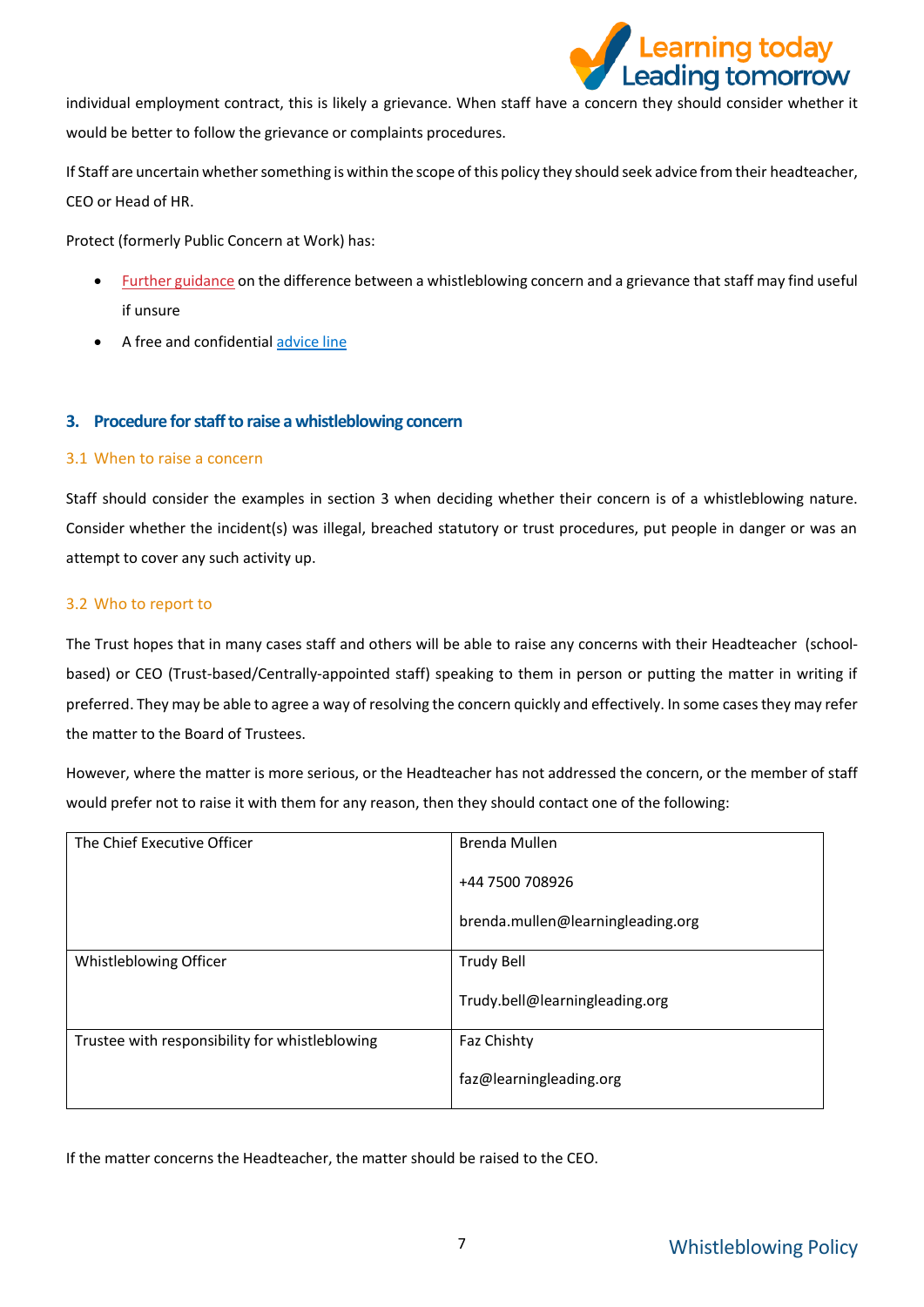individual employment contract, this is likely a grievance. When staff have a concern they should consider whether it would be better to follow the grievance or complaints procedures.

If Staff are uncertain whether something is within the scope of this policy they should seek advice from their headteacher, CEO or Head of HR.

Protect (formerly Public Concern at Work) has:

- Further guidance on the difference between a whistleblowing concern and a grievance that staff may find useful if unsure
- A free and confidential advice line

## 3. Procedure for staff to raise a whistleblowing concern

### 3.1 When to raise a concern

Staff should consider the examples in section 3 when deciding whether their concern is of a whistleblowing nature. Consider whether the incident(s) was illegal, breached statutory or trust procedures, put people in danger or was an attempt to cover any such activity up.

### 3.2 Who to report to

The Trust hopes that in many cases staff and others will be able to raise any concerns with their Headteacher (school-based) or CEO (Trust-based/Centrally-appointed staff) speaking to them in person or putting the matter in writing if preferred. They may be able to agree a way of resolving the concern quickly and effectively. In some cases they may refer the matter to the Board of Trustees.

However, where the matter is more serious, or the Headteacher has not addressed the concern, or the member of staff would prefer not to raise it with them for any reason, then they should contact one of the following:

| | |
|---|---|
| The Chief Executive Officer | Brenda Mullen<br><br>+44 7500 708926<br><br>brenda.mullen@learningleading.org |
| Whistleblowing Officer | Trudy Bell<br><br>Trudy.bell@learningleading.org |
| Trustee with responsibility for whistleblowing | Faz Chishty<br><br>faz@learningleading.org |

If the matter concerns the Headteacher, the matter should be raised to the CEO.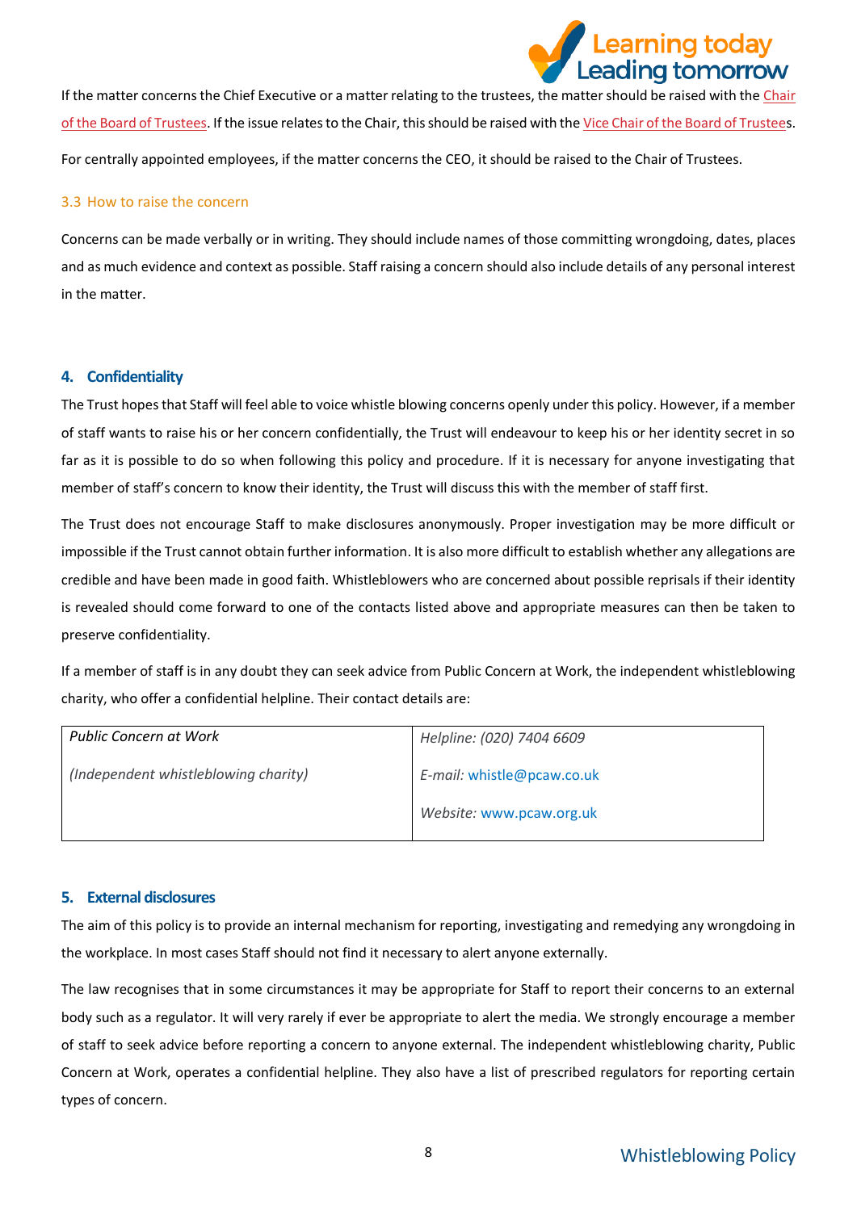If the matter concerns the Chief Executive or a matter relating to the trustees, the matter should be raised with the Chair of the Board of Trustees. If the issue relates to the Chair, this should be raised with the Vice Chair of the Board of Trustees.

For centrally appointed employees, if the matter concerns the CEO, it should be raised to the Chair of Trustees.

### 3.3 How to raise the concern

Concerns can be made verbally or in writing. They should include names of those committing wrongdoing, dates, places and as much evidence and context as possible. Staff raising a concern should also include details of any personal interest in the matter.

## 4. Confidentiality

The Trust hopes that Staff will feel able to voice whistle blowing concerns openly under this policy. However, if a member of staff wants to raise his or her concern confidentially, the Trust will endeavour to keep his or her identity secret in so far as it is possible to do so when following this policy and procedure. If it is necessary for anyone investigating that member of staff's concern to know their identity, the Trust will discuss this with the member of staff first.

The Trust does not encourage Staff to make disclosures anonymously. Proper investigation may be more difficult or impossible if the Trust cannot obtain further information. It is also more difficult to establish whether any allegations are credible and have been made in good faith. Whistleblowers who are concerned about possible reprisals if their identity is revealed should come forward to one of the contacts listed above and appropriate measures can then be taken to preserve confidentiality.

If a member of staff is in any doubt they can seek advice from Public Concern at Work, the independent whistleblowing charity, who offer a confidential helpline. Their contact details are:

| *Public Concern at Work*<br><br>*(Independent whistleblowing charity)* | *Helpline: (020) 7404 6609*<br><br>*E-mail:* whistle@pcaw.co.uk<br><br>*Website:* www.pcaw.org.uk |
|---|---|

## 5. External disclosures

The aim of this policy is to provide an internal mechanism for reporting, investigating and remedying any wrongdoing in the workplace. In most cases Staff should not find it necessary to alert anyone externally.

The law recognises that in some circumstances it may be appropriate for Staff to report their concerns to an external body such as a regulator. It will very rarely if ever be appropriate to alert the media. We strongly encourage a member of staff to seek advice before reporting a concern to anyone external. The independent whistleblowing charity, Public Concern at Work, operates a confidential helpline. They also have a list of prescribed regulators for reporting certain types of concern.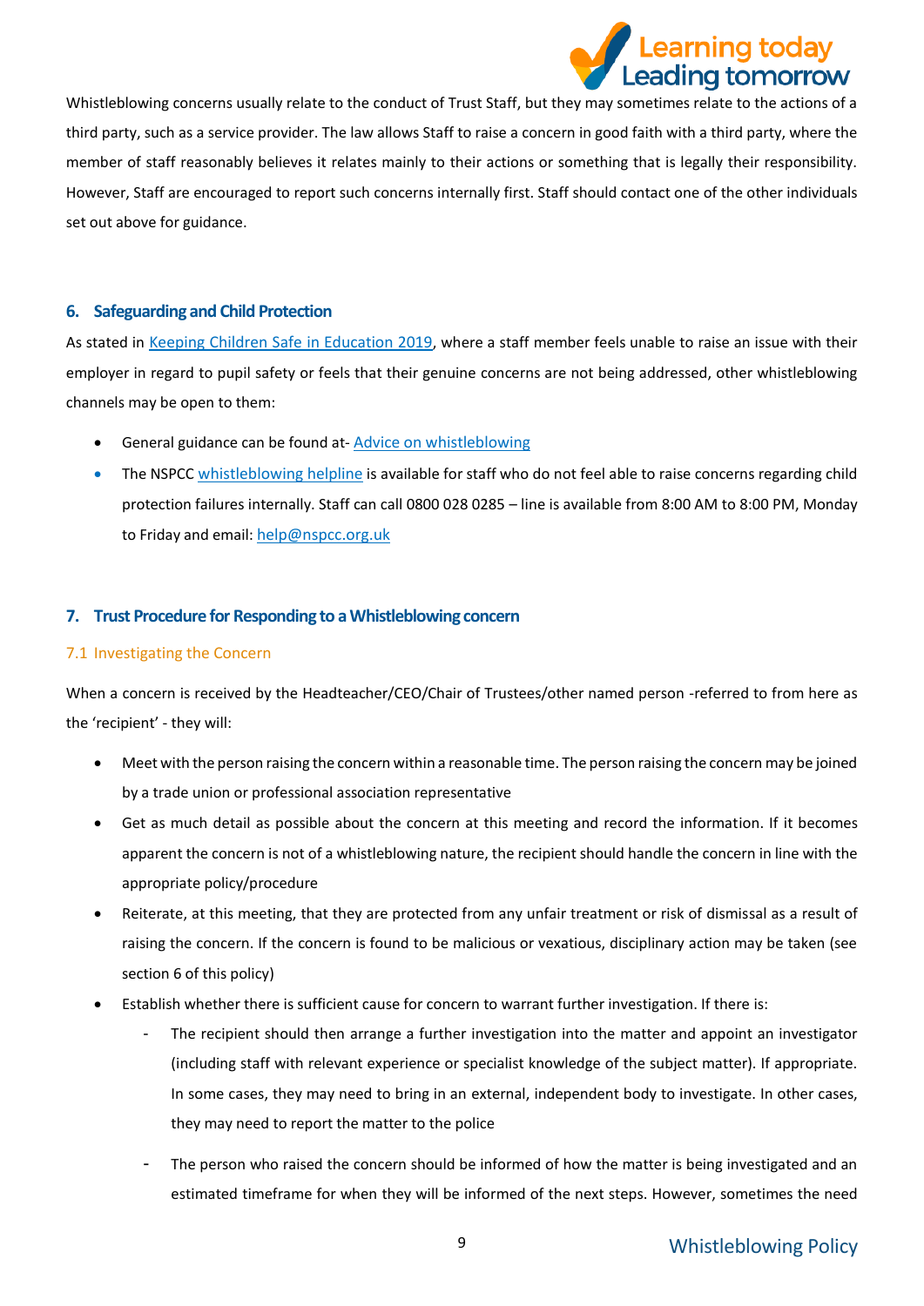Whistleblowing concerns usually relate to the conduct of Trust Staff, but they may sometimes relate to the actions of a third party, such as a service provider. The law allows Staff to raise a concern in good faith with a third party, where the member of staff reasonably believes it relates mainly to their actions or something that is legally their responsibility. However, Staff are encouraged to report such concerns internally first. Staff should contact one of the other individuals set out above for guidance.

## 6. Safeguarding and Child Protection

As stated in Keeping Children Safe in Education 2019, where a staff member feels unable to raise an issue with their employer in regard to pupil safety or feels that their genuine concerns are not being addressed, other whistleblowing channels may be open to them:

- General guidance can be found at- Advice on whistleblowing
- The NSPCC whistleblowing helpline is available for staff who do not feel able to raise concerns regarding child protection failures internally. Staff can call 0800 028 0285 – line is available from 8:00 AM to 8:00 PM, Monday to Friday and email: help@nspcc.org.uk

## 7. Trust Procedure for Responding to a Whistleblowing concern

### 7.1 Investigating the Concern

When a concern is received by the Headteacher/CEO/Chair of Trustees/other named person -referred to from here as the 'recipient' - they will:

- Meet with the person raising the concern within a reasonable time. The person raising the concern may be joined by a trade union or professional association representative
- Get as much detail as possible about the concern at this meeting and record the information. If it becomes apparent the concern is not of a whistleblowing nature, the recipient should handle the concern in line with the appropriate policy/procedure
- Reiterate, at this meeting, that they are protected from any unfair treatment or risk of dismissal as a result of raising the concern. If the concern is found to be malicious or vexatious, disciplinary action may be taken (see section 6 of this policy)
- Establish whether there is sufficient cause for concern to warrant further investigation. If there is:
    - The recipient should then arrange a further investigation into the matter and appoint an investigator (including staff with relevant experience or specialist knowledge of the subject matter). If appropriate. In some cases, they may need to bring in an external, independent body to investigate. In other cases, they may need to report the matter to the police
    - The person who raised the concern should be informed of how the matter is being investigated and an estimated timeframe for when they will be informed of the next steps. However, sometimes the need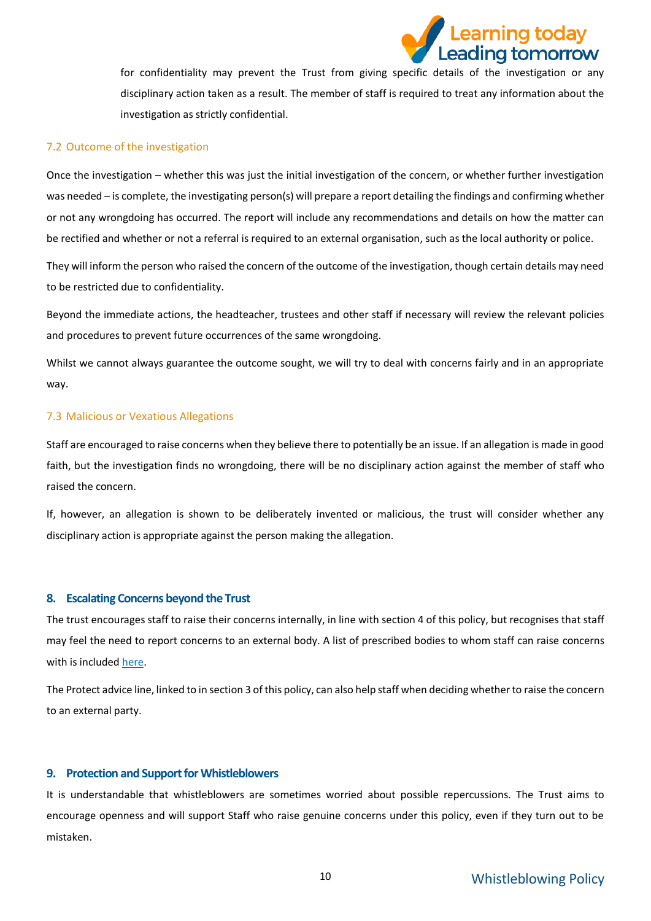for confidentiality may prevent the Trust from giving specific details of the investigation or any disciplinary action taken as a result. The member of staff is required to treat any information about the investigation as strictly confidential.

### 7.2 Outcome of the investigation

Once the investigation – whether this was just the initial investigation of the concern, or whether further investigation was needed – is complete, the investigating person(s) will prepare a report detailing the findings and confirming whether or not any wrongdoing has occurred. The report will include any recommendations and details on how the matter can be rectified and whether or not a referral is required to an external organisation, such as the local authority or police.

They will inform the person who raised the concern of the outcome of the investigation, though certain details may need to be restricted due to confidentiality.

Beyond the immediate actions, the headteacher, trustees and other staff if necessary will review the relevant policies and procedures to prevent future occurrences of the same wrongdoing.

Whilst we cannot always guarantee the outcome sought, we will try to deal with concerns fairly and in an appropriate way.

### 7.3 Malicious or Vexatious Allegations

Staff are encouraged to raise concerns when they believe there to potentially be an issue. If an allegation is made in good faith, but the investigation finds no wrongdoing, there will be no disciplinary action against the member of staff who raised the concern.

If, however, an allegation is shown to be deliberately invented or malicious, the trust will consider whether any disciplinary action is appropriate against the person making the allegation.

## 8. Escalating Concerns beyond the Trust

The trust encourages staff to raise their concerns internally, in line with section 4 of this policy, but recognises that staff may feel the need to report concerns to an external body. A list of prescribed bodies to whom staff can raise concerns with is included here.

The Protect advice line, linked to in section 3 of this policy, can also help staff when deciding whether to raise the concern to an external party.

## 9. Protection and Support for Whistleblowers

It is understandable that whistleblowers are sometimes worried about possible repercussions. The Trust aims to encourage openness and will support Staff who raise genuine concerns under this policy, even if they turn out to be mistaken.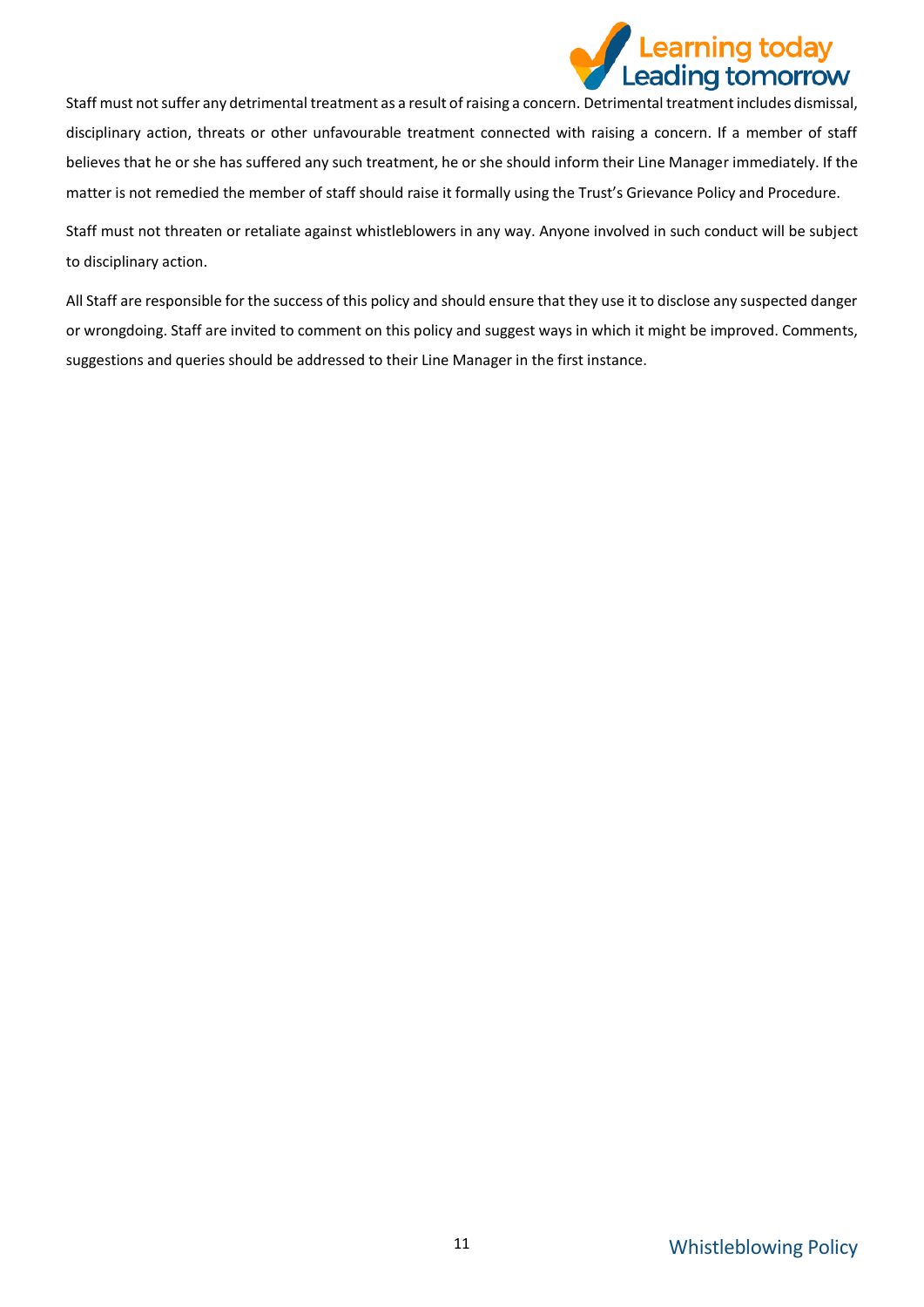Staff must not suffer any detrimental treatment as a result of raising a concern. Detrimental treatment includes dismissal, disciplinary action, threats or other unfavourable treatment connected with raising a concern. If a member of staff believes that he or she has suffered any such treatment, he or she should inform their Line Manager immediately. If the matter is not remedied the member of staff should raise it formally using the Trust's Grievance Policy and Procedure.

Staff must not threaten or retaliate against whistleblowers in any way. Anyone involved in such conduct will be subject to disciplinary action.

All Staff are responsible for the success of this policy and should ensure that they use it to disclose any suspected danger or wrongdoing. Staff are invited to comment on this policy and suggest ways in which it might be improved. Comments, suggestions and queries should be addressed to their Line Manager in the first instance.